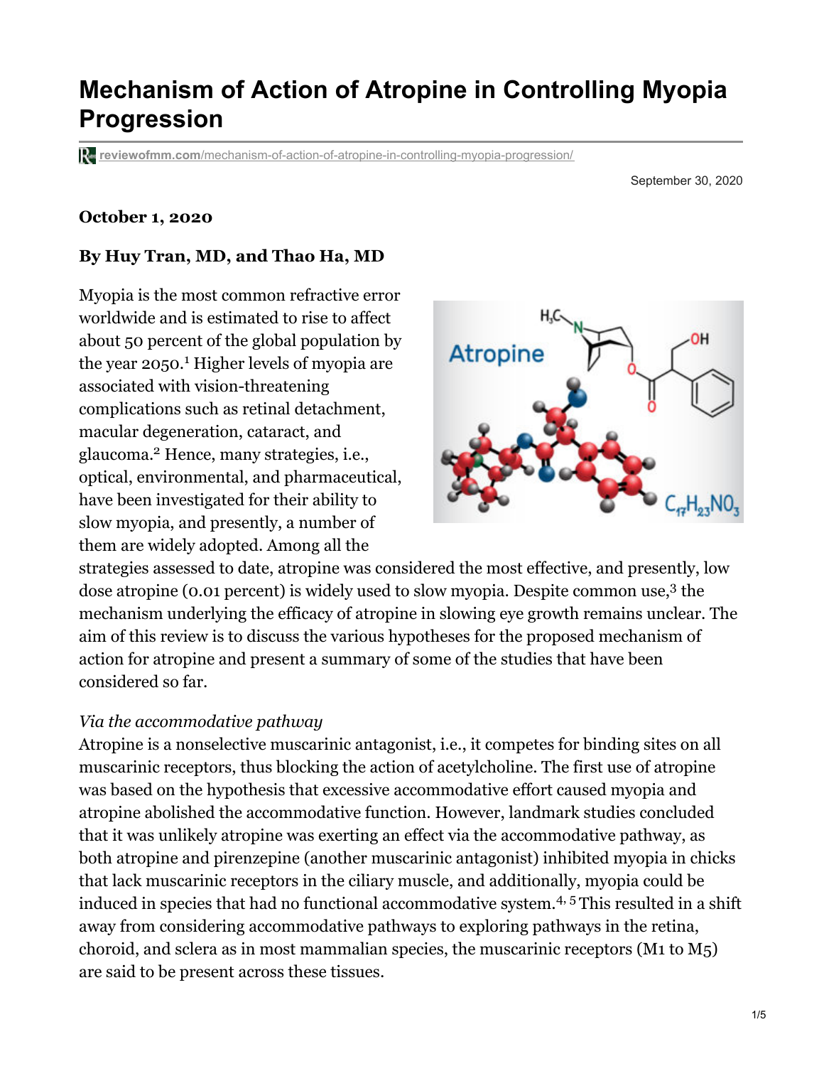# Mechanism of Action of Atropine in Controlling Myopia Progression

reviewofmm.com/mechanism-of-action-of-atropine-in-controlling-myopia-progression/

September 30, 2020

**October 1, 2020**

**By Huy Tran, MD, and Thao Ha, MD**

Myopia is the most common refractive error worldwide and is estimated to rise to affect about 50 percent of the global population by the year 2050.[1] Higher levels of myopia are associated with vision-threatening complications such as retinal detachment, macular degeneration, cataract, and glaucoma.[2] Hence, many strategies, i.e., optical, environmental, and pharmaceutical, have been investigated for their ability to slow myopia, and presently, a number of them are widely adopted. Among all the strategies assessed to date, atropine was considered the most effective, and presently, low dose atropine (0.01 percent) is widely used to slow myopia. Despite common use,[3] the mechanism underlying the efficacy of atropine in slowing eye growth remains unclear. The aim of this review is to discuss the various hypotheses for the proposed mechanism of action for atropine and present a summary of some of the studies that have been considered so far.

*Via the accommodative pathway*

Atropine is a nonselective muscarinic antagonist, i.e., it competes for binding sites on all muscarinic receptors, thus blocking the action of acetylcholine. The first use of atropine was based on the hypothesis that excessive accommodative effort caused myopia and atropine abolished the accommodative function. However, landmark studies concluded that it was unlikely atropine was exerting an effect via the accommodative pathway, as both atropine and pirenzepine (another muscarinic antagonist) inhibited myopia in chicks that lack muscarinic receptors in the ciliary muscle, and additionally, myopia could be induced in species that had no functional accommodative system.[4, 5] This resulted in a shift away from considering accommodative pathways to exploring pathways in the retina, choroid, and sclera as in most mammalian species, the muscarinic receptors (M1 to M5) are said to be present across these tissues.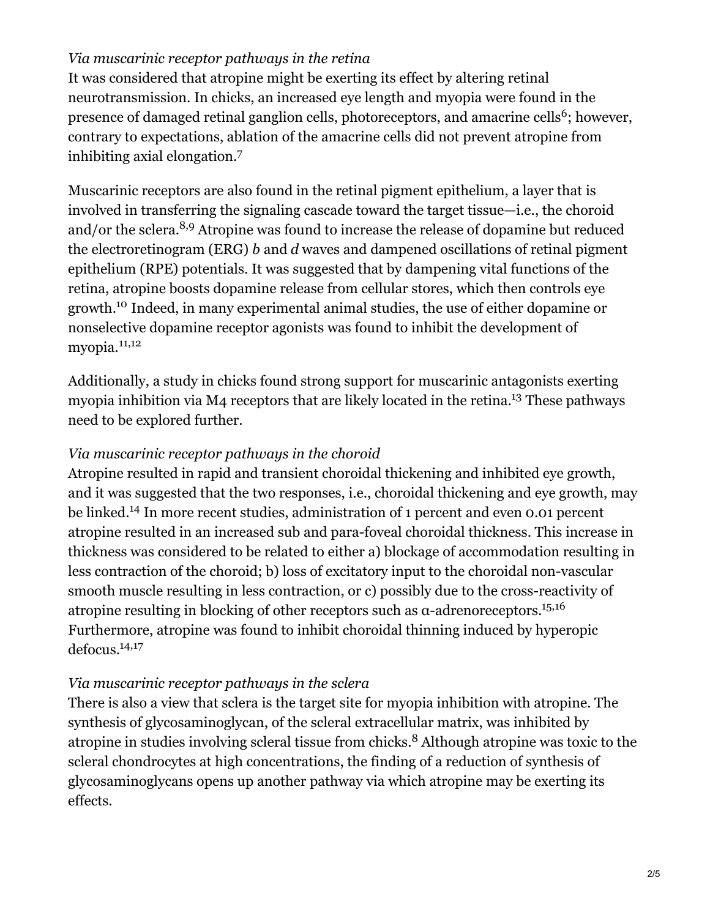*Via muscarinic receptor pathways in the retina*

It was considered that atropine might be exerting its effect by altering retinal neurotransmission. In chicks, an increased eye length and myopia were found in the presence of damaged retinal ganglion cells, photoreceptors, and amacrine cells[6]; however, contrary to expectations, ablation of the amacrine cells did not prevent atropine from inhibiting axial elongation.[7]

Muscarinic receptors are also found in the retinal pigment epithelium, a layer that is involved in transferring the signaling cascade toward the target tissue—i.e., the choroid and/or the sclera.[8,9] Atropine was found to increase the release of dopamine but reduced the electroretinogram (ERG) *b* and *d* waves and dampened oscillations of retinal pigment epithelium (RPE) potentials. It was suggested that by dampening vital functions of the retina, atropine boosts dopamine release from cellular stores, which then controls eye growth.[10] Indeed, in many experimental animal studies, the use of either dopamine or nonselective dopamine receptor agonists was found to inhibit the development of myopia.[11,12]

Additionally, a study in chicks found strong support for muscarinic antagonists exerting myopia inhibition via M4 receptors that are likely located in the retina.[13] These pathways need to be explored further.

*Via muscarinic receptor pathways in the choroid*

Atropine resulted in rapid and transient choroidal thickening and inhibited eye growth, and it was suggested that the two responses, i.e., choroidal thickening and eye growth, may be linked.[14] In more recent studies, administration of 1 percent and even 0.01 percent atropine resulted in an increased sub and para-foveal choroidal thickness. This increase in thickness was considered to be related to either a) blockage of accommodation resulting in less contraction of the choroid; b) loss of excitatory input to the choroidal non-vascular smooth muscle resulting in less contraction, or c) possibly due to the cross-reactivity of atropine resulting in blocking of other receptors such as α-adrenoreceptors.[15,16] Furthermore, atropine was found to inhibit choroidal thinning induced by hyperopic defocus.[14,17]

*Via muscarinic receptor pathways in the sclera*

There is also a view that sclera is the target site for myopia inhibition with atropine. The synthesis of glycosaminoglycan, of the scleral extracellular matrix, was inhibited by atropine in studies involving scleral tissue from chicks.[8] Although atropine was toxic to the scleral chondrocytes at high concentrations, the finding of a reduction of synthesis of glycosaminoglycans opens up another pathway via which atropine may be exerting its effects.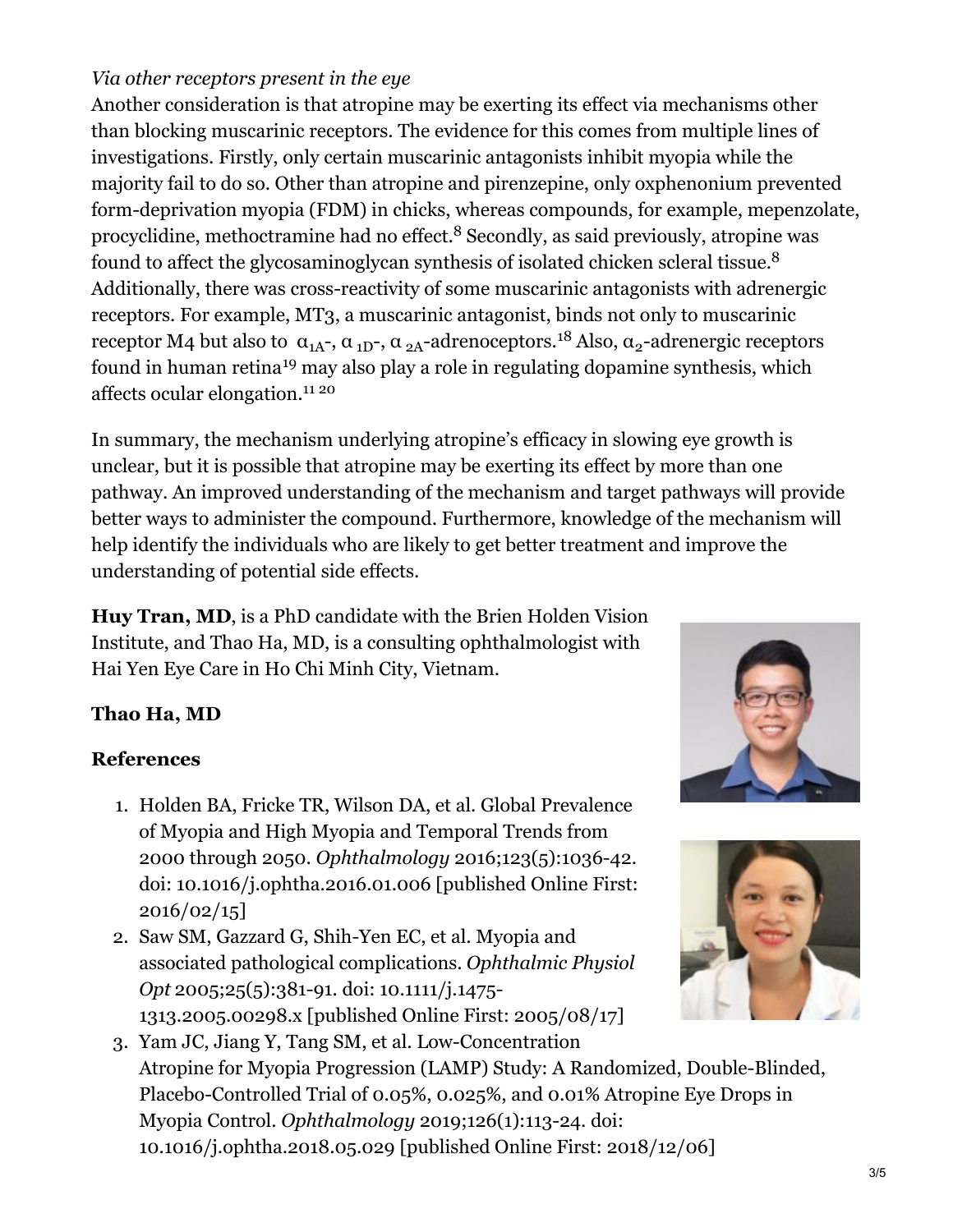*Via other receptors present in the eye*

Another consideration is that atropine may be exerting its effect via mechanisms other than blocking muscarinic receptors. The evidence for this comes from multiple lines of investigations. Firstly, only certain muscarinic antagonists inhibit myopia while the majority fail to do so. Other than atropine and pirenzepine, only oxphenonium prevented form-deprivation myopia (FDM) in chicks, whereas compounds, for example, mepenzolate, procyclidine, methoctramine had no effect.[8] Secondly, as said previously, atropine was found to affect the glycosaminoglycan synthesis of isolated chicken scleral tissue.[8] Additionally, there was cross-reactivity of some muscarinic antagonists with adrenergic receptors. For example, MT3, a muscarinic antagonist, binds not only to muscarinic receptor M4 but also to $\alpha_{1A}$-, $\alpha_{1D}$-, $\alpha_{2A}$-adrenoceptors.[18] Also, $\alpha_2$-adrenergic receptors found in human retina[19] may also play a role in regulating dopamine synthesis, which affects ocular elongation.[11,20]

In summary, the mechanism underlying atropine's efficacy in slowing eye growth is unclear, but it is possible that atropine may be exerting its effect by more than one pathway. An improved understanding of the mechanism and target pathways will provide better ways to administer the compound. Furthermore, knowledge of the mechanism will help identify the individuals who are likely to get better treatment and improve the understanding of potential side effects.

**Huy Tran, MD**, is a PhD candidate with the Brien Holden Vision Institute, and Thao Ha, MD, is a consulting ophthalmologist with Hai Yen Eye Care in Ho Chi Minh City, Vietnam.

**Thao Ha, MD**

**References**

1. Holden BA, Fricke TR, Wilson DA, et al. Global Prevalence of Myopia and High Myopia and Temporal Trends from 2000 through 2050. *Ophthalmology* 2016;123(5):1036-42. doi: 10.1016/j.ophtha.2016.01.006 [published Online First: 2016/02/15]
2. Saw SM, Gazzard G, Shih-Yen EC, et al. Myopia and associated pathological complications. *Ophthalmic Physiol Opt* 2005;25(5):381-91. doi: 10.1111/j.1475-1313.2005.00298.x [published Online First: 2005/08/17]
3. Yam JC, Jiang Y, Tang SM, et al. Low-Concentration Atropine for Myopia Progression (LAMP) Study: A Randomized, Double-Blinded, Placebo-Controlled Trial of 0.05%, 0.025%, and 0.01% Atropine Eye Drops in Myopia Control. *Ophthalmology* 2019;126(1):113-24. doi: 10.1016/j.ophtha.2018.05.029 [published Online First: 2018/12/06]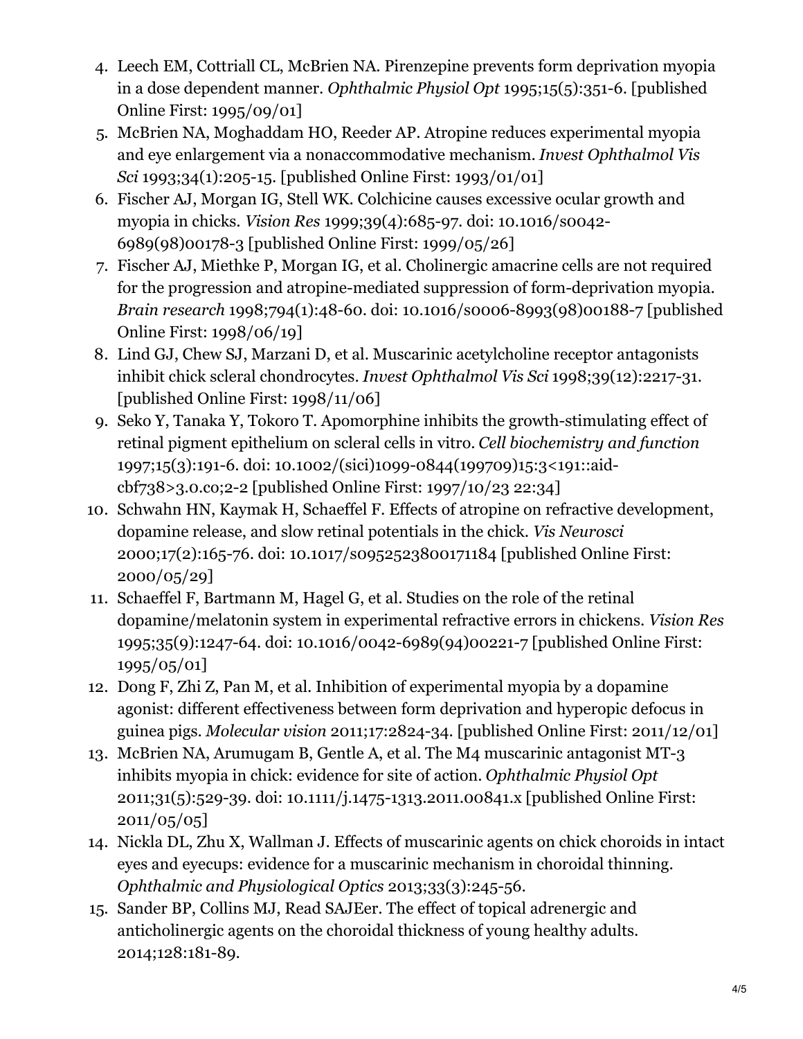4. Leech EM, Cottriall CL, McBrien NA. Pirenzepine prevents form deprivation myopia in a dose dependent manner. *Ophthalmic Physiol Opt* 1995;15(5):351-6. [published Online First: 1995/09/01]
5. McBrien NA, Moghaddam HO, Reeder AP. Atropine reduces experimental myopia and eye enlargement via a nonaccommodative mechanism. *Invest Ophthalmol Vis Sci* 1993;34(1):205-15. [published Online First: 1993/01/01]
6. Fischer AJ, Morgan IG, Stell WK. Colchicine causes excessive ocular growth and myopia in chicks. *Vision Res* 1999;39(4):685-97. doi: 10.1016/s0042-6989(98)00178-3 [published Online First: 1999/05/26]
7. Fischer AJ, Miethke P, Morgan IG, et al. Cholinergic amacrine cells are not required for the progression and atropine-mediated suppression of form-deprivation myopia. *Brain research* 1998;794(1):48-60. doi: 10.1016/s0006-8993(98)00188-7 [published Online First: 1998/06/19]
8. Lind GJ, Chew SJ, Marzani D, et al. Muscarinic acetylcholine receptor antagonists inhibit chick scleral chondrocytes. *Invest Ophthalmol Vis Sci* 1998;39(12):2217-31. [published Online First: 1998/11/06]
9. Seko Y, Tanaka Y, Tokoro T. Apomorphine inhibits the growth-stimulating effect of retinal pigment epithelium on scleral cells in vitro. *Cell biochemistry and function* 1997;15(3):191-6. doi: 10.1002/(sici)1099-0844(199709)15:3<191::aid-cbf738>3.0.co;2-2 [published Online First: 1997/10/23 22:34]
10. Schwahn HN, Kaymak H, Schaeffel F. Effects of atropine on refractive development, dopamine release, and slow retinal potentials in the chick. *Vis Neurosci* 2000;17(2):165-76. doi: 10.1017/s0952523800171184 [published Online First: 2000/05/29]
11. Schaeffel F, Bartmann M, Hagel G, et al. Studies on the role of the retinal dopamine/melatonin system in experimental refractive errors in chickens. *Vision Res* 1995;35(9):1247-64. doi: 10.1016/0042-6989(94)00221-7 [published Online First: 1995/05/01]
12. Dong F, Zhi Z, Pan M, et al. Inhibition of experimental myopia by a dopamine agonist: different effectiveness between form deprivation and hyperopic defocus in guinea pigs. *Molecular vision* 2011;17:2824-34. [published Online First: 2011/12/01]
13. McBrien NA, Arumugam B, Gentle A, et al. The M4 muscarinic antagonist MT-3 inhibits myopia in chick: evidence for site of action. *Ophthalmic Physiol Opt* 2011;31(5):529-39. doi: 10.1111/j.1475-1313.2011.00841.x [published Online First: 2011/05/05]
14. Nickla DL, Zhu X, Wallman J. Effects of muscarinic agents on chick choroids in intact eyes and eyecups: evidence for a muscarinic mechanism in choroidal thinning. *Ophthalmic and Physiological Optics* 2013;33(3):245-56.
15. Sander BP, Collins MJ, Read SAJEer. The effect of topical adrenergic and anticholinergic agents on the choroidal thickness of young healthy adults. 2014;128:181-89.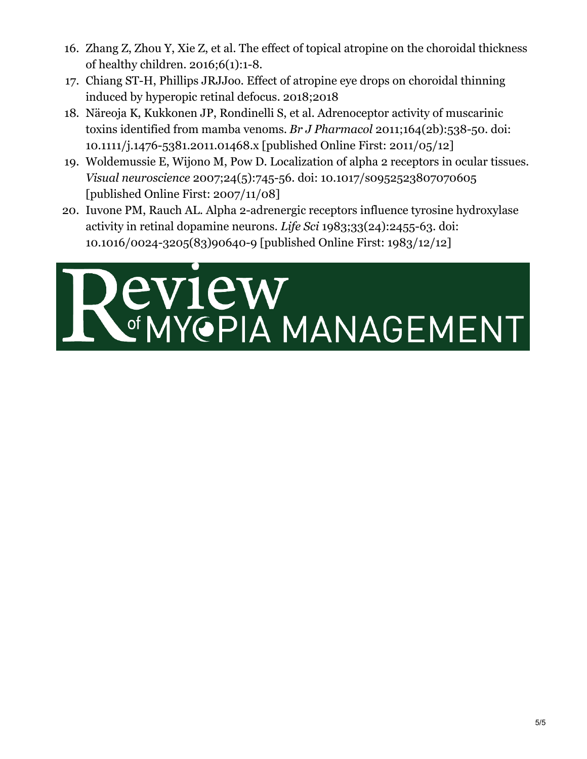16. Zhang Z, Zhou Y, Xie Z, et al. The effect of topical atropine on the choroidal thickness of healthy children. 2016;6(1):1-8.
17. Chiang ST-H, Phillips JRJJoo. Effect of atropine eye drops on choroidal thinning induced by hyperopic retinal defocus. 2018;2018
18. Näreoja K, Kukkonen JP, Rondinelli S, et al. Adrenoceptor activity of muscarinic toxins identified from mamba venoms. *Br J Pharmacol* 2011;164(2b):538-50. doi: 10.1111/j.1476-5381.2011.01468.x [published Online First: 2011/05/12]
19. Woldemussie E, Wijono M, Pow D. Localization of alpha 2 receptors in ocular tissues. *Visual neuroscience* 2007;24(5):745-56. doi: 10.1017/s0952523807070605 [published Online First: 2007/11/08]
20. Iuvone PM, Rauch AL. Alpha 2-adrenergic receptors influence tyrosine hydroxylase activity in retinal dopamine neurons. *Life Sci* 1983;33(24):2455-63. doi: 10.1016/0024-3205(83)90640-9 [published Online First: 1983/12/12]

Review of MYOPIA MANAGEMENT